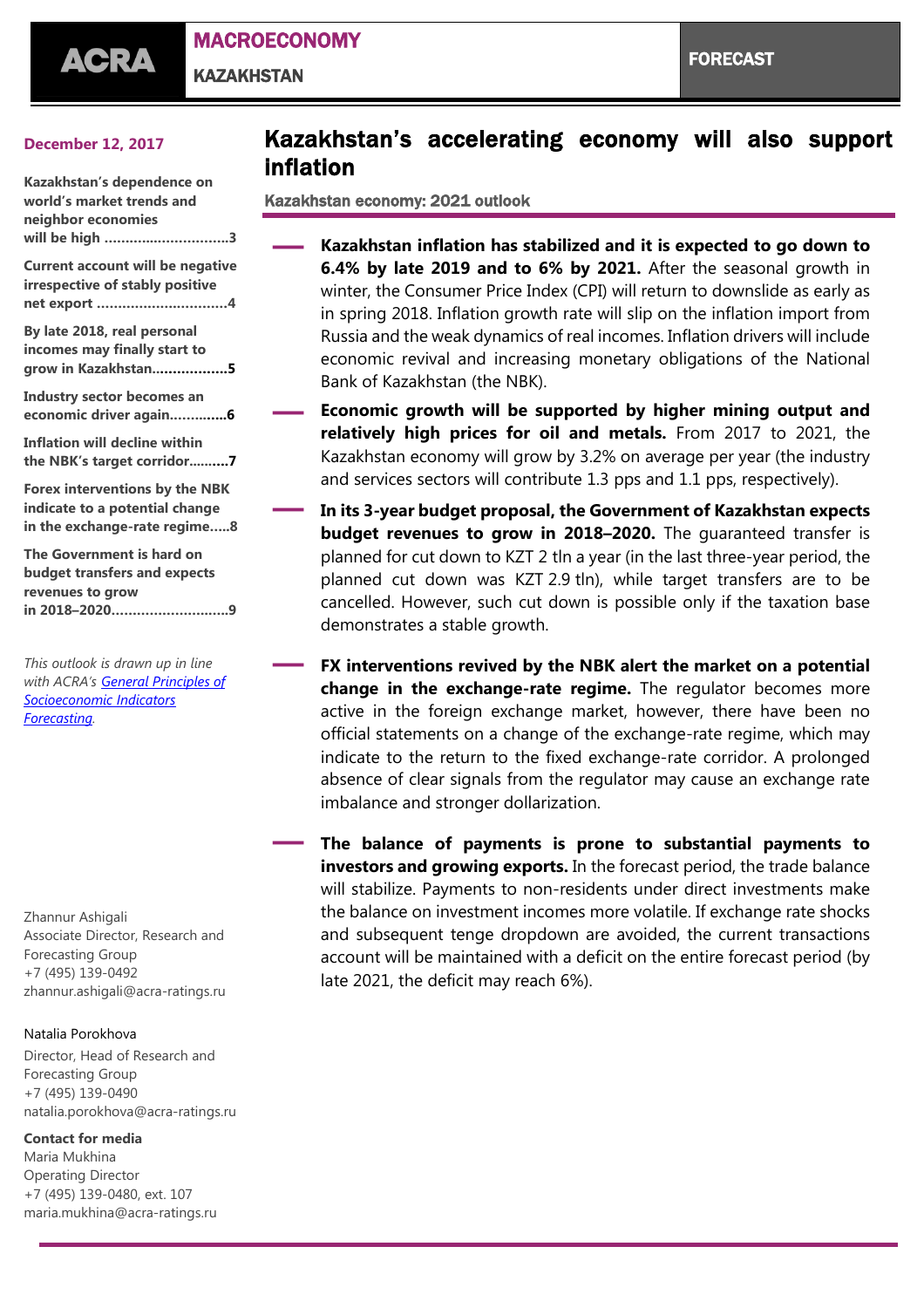ACRA

**MACROECONOMY**

**KAZAKHSTAN**

**FORECAST**

**December 12, 2017**

**Kazakhstan's dependence on world's market trends and neighbor economies will be high ............................3**

**Current account will be negative irrespective of stably positive net export ..............................4**

**By late 2018, real personal incomes may finally start to grow in Kazakhstan.................5**

**Industry sector becomes an economic driver again.............6**

**Inflation will decline within the NBK's target corridor..........7**

**Forex interventions by the NBK indicate to a potential change in the exchange-rate regime.....8**

**The Government is hard on budget transfers and expects revenues to grow in 2018–2020...........................9**

*This outlook is drawn up in line with ACRA's [General Principles of Socioeconomic Indicators Forecasting](#).*

Zhannur Ashigali
Associate Director, Research and Forecasting Group
+7 (495) 139-0492
zhannur.ashigali@acra-ratings.ru

Natalia Porokhova
Director, Head of Research and Forecasting Group
+7 (495) 139-0490
natalia.porokhova@acra-ratings.ru

**Contact for media**
Maria Mukhina
Operating Director
+7 (495) 139-0480, ext. 107
maria.mukhina@acra-ratings.ru

# Kazakhstan's accelerating economy will also support inflation

## Kazakhstan economy: 2021 outlook

- **Kazakhstan inflation has stabilized and it is expected to go down to 6.4% by late 2019 and to 6% by 2021.** After the seasonal growth in winter, the Consumer Price Index (CPI) will return to downslide as early as in spring 2018. Inflation growth rate will slip on the inflation import from Russia and the weak dynamics of real incomes. Inflation drivers will include economic revival and increasing monetary obligations of the National Bank of Kazakhstan (the NBK).

- **Economic growth will be supported by higher mining output and relatively high prices for oil and metals.** From 2017 to 2021, the Kazakhstan economy will grow by 3.2% on average per year (the industry and services sectors will contribute 1.3 pps and 1.1 pps, respectively).

- **In its 3-year budget proposal, the Government of Kazakhstan expects budget revenues to grow in 2018–2020.** The guaranteed transfer is planned for cut down to KZT 2 tln a year (in the last three-year period, the planned cut down was KZT 2.9 tln), while target transfers are to be cancelled. However, such cut down is possible only if the taxation base demonstrates a stable growth.

- **FX interventions revived by the NBK alert the market on a potential change in the exchange-rate regime.** The regulator becomes more active in the foreign exchange market, however, there have been no official statements on a change of the exchange-rate regime, which may indicate to the return to the fixed exchange-rate corridor. A prolonged absence of clear signals from the regulator may cause an exchange rate imbalance and stronger dollarization.

- **The balance of payments is prone to substantial payments to investors and growing exports.** In the forecast period, the trade balance will stabilize. Payments to non-residents under direct investments make the balance on investment incomes more volatile. If exchange rate shocks and subsequent tenge dropdown are avoided, the current transactions account will be maintained with a deficit on the entire forecast period (by late 2021, the deficit may reach 6%).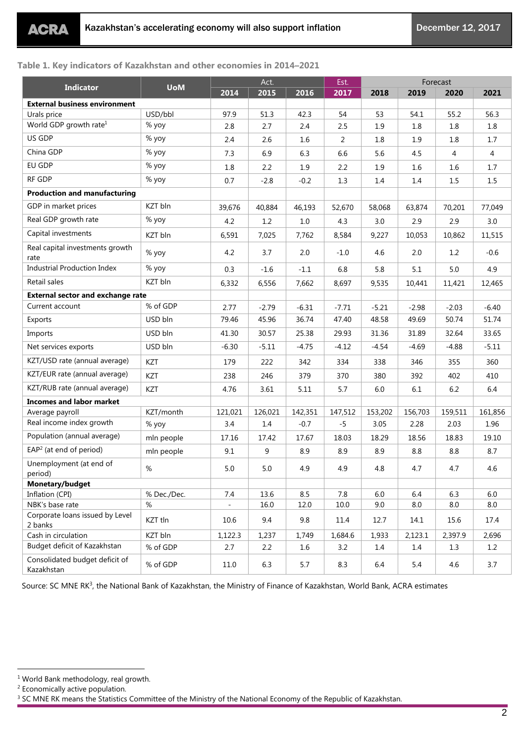**Table 1. Key indicators of Kazakhstan and other economies in 2014–2021**

| Indicator | UoM | Act. | | | Est. | Forecast | | | |
|---|---|---|---|---|---|---|---|---|---|
| | | 2014 | 2015 | 2016 | 2017 | 2018 | 2019 | 2020 | 2021 |
| **External business environment** | | | | | | | | | |
| Urals price | USD/bbl | 97.9 | 51.3 | 42.3 | 54 | 53 | 54.1 | 55.2 | 56.3 |
| World GDP growth rate[1] | % yoy | 2.8 | 2.7 | 2.4 | 2.5 | 1.9 | 1.8 | 1.8 | 1.8 |
| US GDP | % yoy | 2.4 | 2.6 | 1.6 | 2 | 1.8 | 1.9 | 1.8 | 1.7 |
| China GDP | % yoy | 7.3 | 6.9 | 6.3 | 6.6 | 5.6 | 4.5 | 4 | 4 |
| EU GDP | % yoy | 1.8 | 2.2 | 1.9 | 2.2 | 1.9 | 1.6 | 1.6 | 1.7 |
| RF GDP | % yoy | 0.7 | -2.8 | -0.2 | 1.3 | 1.4 | 1.4 | 1.5 | 1.5 |
| **Production and manufacturing** | | | | | | | | | |
| GDP in market prices | KZT bln | 39,676 | 40,884 | 46,193 | 52,670 | 58,068 | 63,874 | 70,201 | 77,049 |
| Real GDP growth rate | % yoy | 4.2 | 1.2 | 1.0 | 4.3 | 3.0 | 2.9 | 2.9 | 3.0 |
| Capital investments | KZT bln | 6,591 | 7,025 | 7,762 | 8,584 | 9,227 | 10,053 | 10,862 | 11,515 |
| Real capital investments growth rate | % yoy | 4.2 | 3.7 | 2.0 | -1.0 | 4.6 | 2.0 | 1.2 | -0.6 |
| Industrial Production Index | % yoy | 0.3 | -1.6 | -1.1 | 6.8 | 5.8 | 5.1 | 5.0 | 4.9 |
| Retail sales | KZT bln | 6,332 | 6,556 | 7,662 | 8,697 | 9,535 | 10,441 | 11,421 | 12,465 |
| **External sector and exchange rate** | | | | | | | | | |
| Current account | % of GDP | 2.77 | -2.79 | -6.31 | -7.71 | -5.21 | -2.98 | -2.03 | -6.40 |
| Exports | USD bln | 79.46 | 45.96 | 36.74 | 47.40 | 48.58 | 49.69 | 50.74 | 51.74 |
| Imports | USD bln | 41.30 | 30.57 | 25.38 | 29.93 | 31.36 | 31.89 | 32.64 | 33.65 |
| Net services exports | USD bln | -6.30 | -5.11 | -4.75 | -4.12 | -4.54 | -4.69 | -4.88 | -5.11 |
| KZT/USD rate (annual average) | KZT | 179 | 222 | 342 | 334 | 338 | 346 | 355 | 360 |
| KZT/EUR rate (annual average) | KZT | 238 | 246 | 379 | 370 | 380 | 392 | 402 | 410 |
| KZT/RUB rate (annual average) | KZT | 4.76 | 3.61 | 5.11 | 5.7 | 6.0 | 6.1 | 6.2 | 6.4 |
| **Incomes and labor market** | | | | | | | | | |
| Average payroll | KZT/month | 121,021 | 126,021 | 142,351 | 147,512 | 153,202 | 156,703 | 159,511 | 161,856 |
| Real income index growth | % yoy | 3.4 | 1.4 | -0.7 | -5 | 3.05 | 2.28 | 2.03 | 1.96 |
| Population (annual average) | mln people | 17.16 | 17.42 | 17.67 | 18.03 | 18.29 | 18.56 | 18.83 | 19.10 |
| EAP[2] (at end of period) | mln people | 9.1 | 9 | 8.9 | 8.9 | 8.9 | 8.8 | 8.8 | 8.7 |
| Unemployment (at end of period) | % | 5.0 | 5.0 | 4.9 | 4.9 | 4.8 | 4.7 | 4.7 | 4.6 |
| **Monetary/budget** | | | | | | | | | |
| Inflation (CPI) | % Dec./Dec. | 7.4 | 13.6 | 8.5 | 7.8 | 6.0 | 6.4 | 6.3 | 6.0 |
| NBK's base rate | % | - | 16.0 | 12.0 | 10.0 | 9.0 | 8.0 | 8.0 | 8.0 |
| Corporate loans issued by Level 2 banks | KZT tln | 10.6 | 9.4 | 9.8 | 11.4 | 12.7 | 14.1 | 15.6 | 17.4 |
| Cash in circulation | KZT bln | 1,122.3 | 1,237 | 1,749 | 1,684.6 | 1,933 | 2,123.1 | 2,397.9 | 2,696 |
| Budget deficit of Kazakhstan | % of GDP | 2.7 | 2.2 | 1.6 | 3.2 | 1.4 | 1.4 | 1.3 | 1.2 |
| Consolidated budget deficit of Kazakhstan | % of GDP | 11.0 | 6.3 | 5.7 | 8.3 | 6.4 | 5.4 | 4.6 | 3.7 |

Source: SC MNE RK[3], the National Bank of Kazakhstan, the Ministry of Finance of Kazakhstan, World Bank, ACRA estimates

[1] World Bank methodology, real growth.

[2] Economically active population.

[3] SC MNE RK means the Statistics Committee of the Ministry of the National Economy of the Republic of Kazakhstan.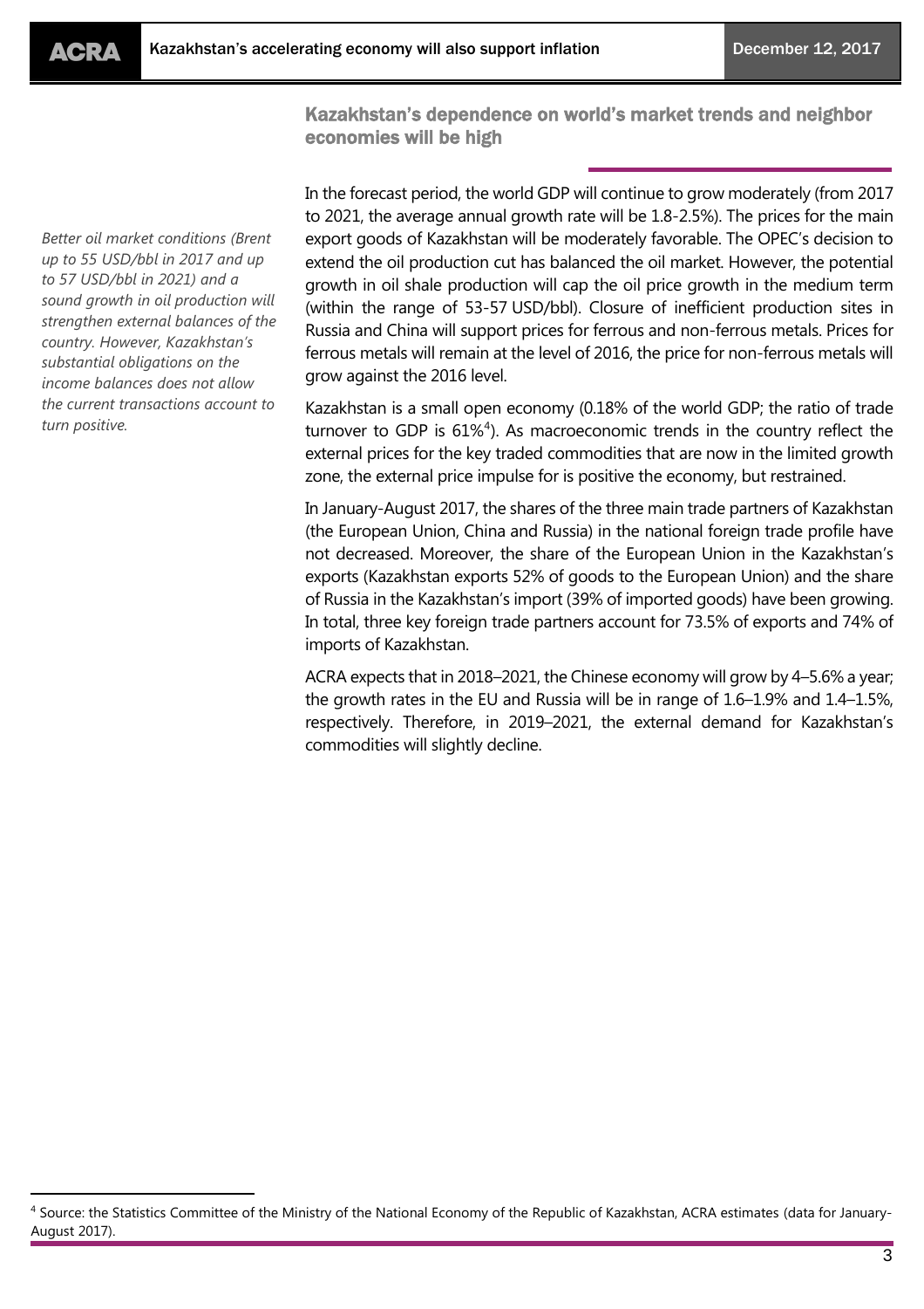## Kazakhstan's dependence on world's market trends and neighbor economies will be high

*Better oil market conditions (Brent up to 55 USD/bbl in 2017 and up to 57 USD/bbl in 2021) and a sound growth in oil production will strengthen external balances of the country. However, Kazakhstan's substantial obligations on the income balances does not allow the current transactions account to turn positive.*

In the forecast period, the world GDP will continue to grow moderately (from 2017 to 2021, the average annual growth rate will be 1.8-2.5%). The prices for the main export goods of Kazakhstan will be moderately favorable. The OPEC's decision to extend the oil production cut has balanced the oil market. However, the potential growth in oil shale production will cap the oil price growth in the medium term (within the range of 53-57 USD/bbl). Closure of inefficient production sites in Russia and China will support prices for ferrous and non-ferrous metals. Prices for ferrous metals will remain at the level of 2016, the price for non-ferrous metals will grow against the 2016 level.

Kazakhstan is a small open economy (0.18% of the world GDP; the ratio of trade turnover to GDP is 61%[4]). As macroeconomic trends in the country reflect the external prices for the key traded commodities that are now in the limited growth zone, the external price impulse for is positive the economy, but restrained.

In January-August 2017, the shares of the three main trade partners of Kazakhstan (the European Union, China and Russia) in the national foreign trade profile have not decreased. Moreover, the share of the European Union in the Kazakhstan's exports (Kazakhstan exports 52% of goods to the European Union) and the share of Russia in the Kazakhstan's import (39% of imported goods) have been growing. In total, three key foreign trade partners account for 73.5% of exports and 74% of imports of Kazakhstan.

ACRA expects that in 2018–2021, the Chinese economy will grow by 4–5.6% a year; the growth rates in the EU and Russia will be in range of 1.6–1.9% and 1.4–1.5%, respectively. Therefore, in 2019–2021, the external demand for Kazakhstan's commodities will slightly decline.

[4] Source: the Statistics Committee of the Ministry of the National Economy of the Republic of Kazakhstan, ACRA estimates (data for January-August 2017).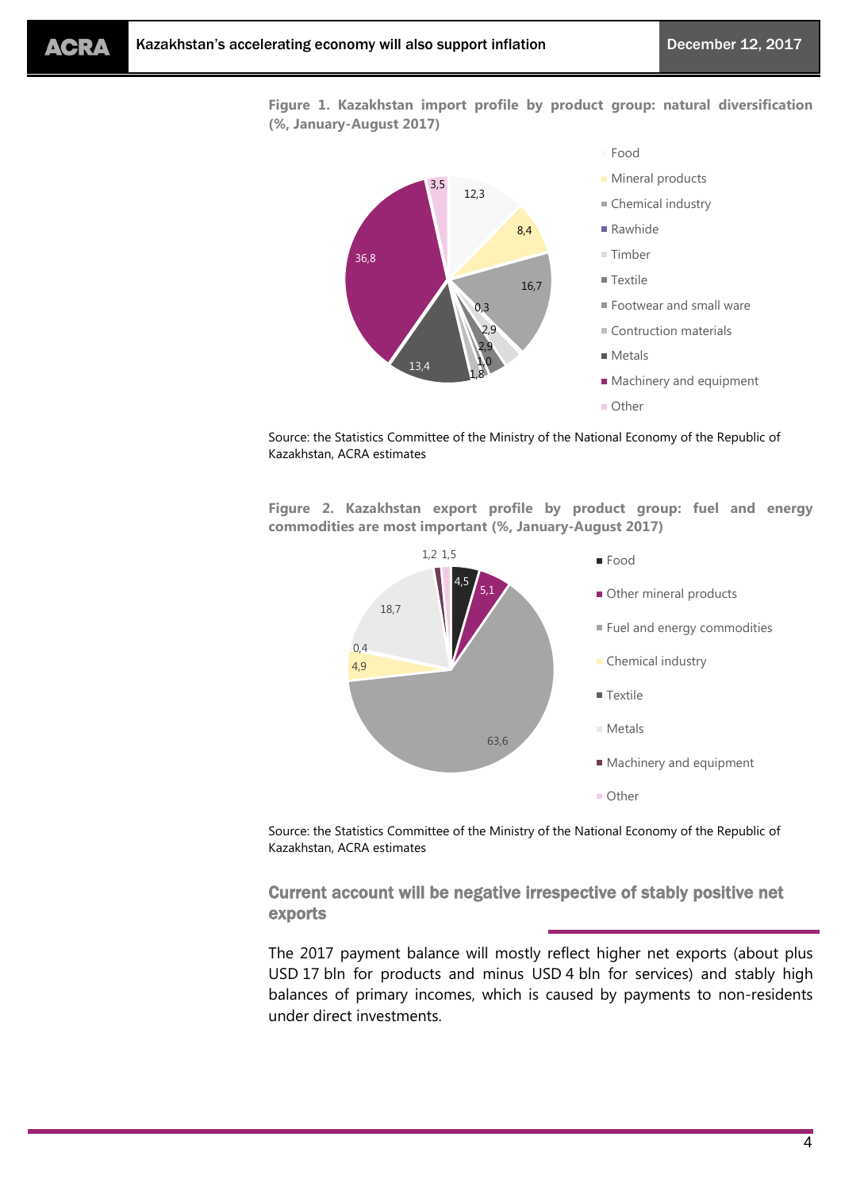**Figure 1. Kazakhstan import profile by product group: natural diversification (%, January-August 2017)**

| Product group | % |
| --- | --- |
| Food | 12,3 |
| Mineral products | 8,4 |
| Chemical industry | 16,7 |
| Rawhide | 0,3 |
| Timber | 2,9 |
| Textile | 2,9 |
| Footwear and small ware | 1,0 |
| Contruction materials | 1,8 |
| Metals | 13,4 |
| Machinery and equipment | 36,8 |
| Other | 3,5 |

Source: the Statistics Committee of the Ministry of the National Economy of the Republic of Kazakhstan, ACRA estimates

**Figure 2. Kazakhstan export profile by product group: fuel and energy commodities are most important (%, January-August 2017)**

| Product group | % |
| --- | --- |
| Food | 4,5 |
| Other mineral products | 5,1 |
| Fuel and energy commodities | 63,6 |
| Chemical industry | 4,9 |
| Textile | 0,4 |
| Metals | 18,7 |
| Machinery and equipment | 1,2 |
| Other | 1,5 |

Source: the Statistics Committee of the Ministry of the National Economy of the Republic of Kazakhstan, ACRA estimates

## Current account will be negative irrespective of stably positive net exports

The 2017 payment balance will mostly reflect higher net exports (about plus USD 17 bln for products and minus USD 4 bln for services) and stably high balances of primary incomes, which is caused by payments to non-residents under direct investments.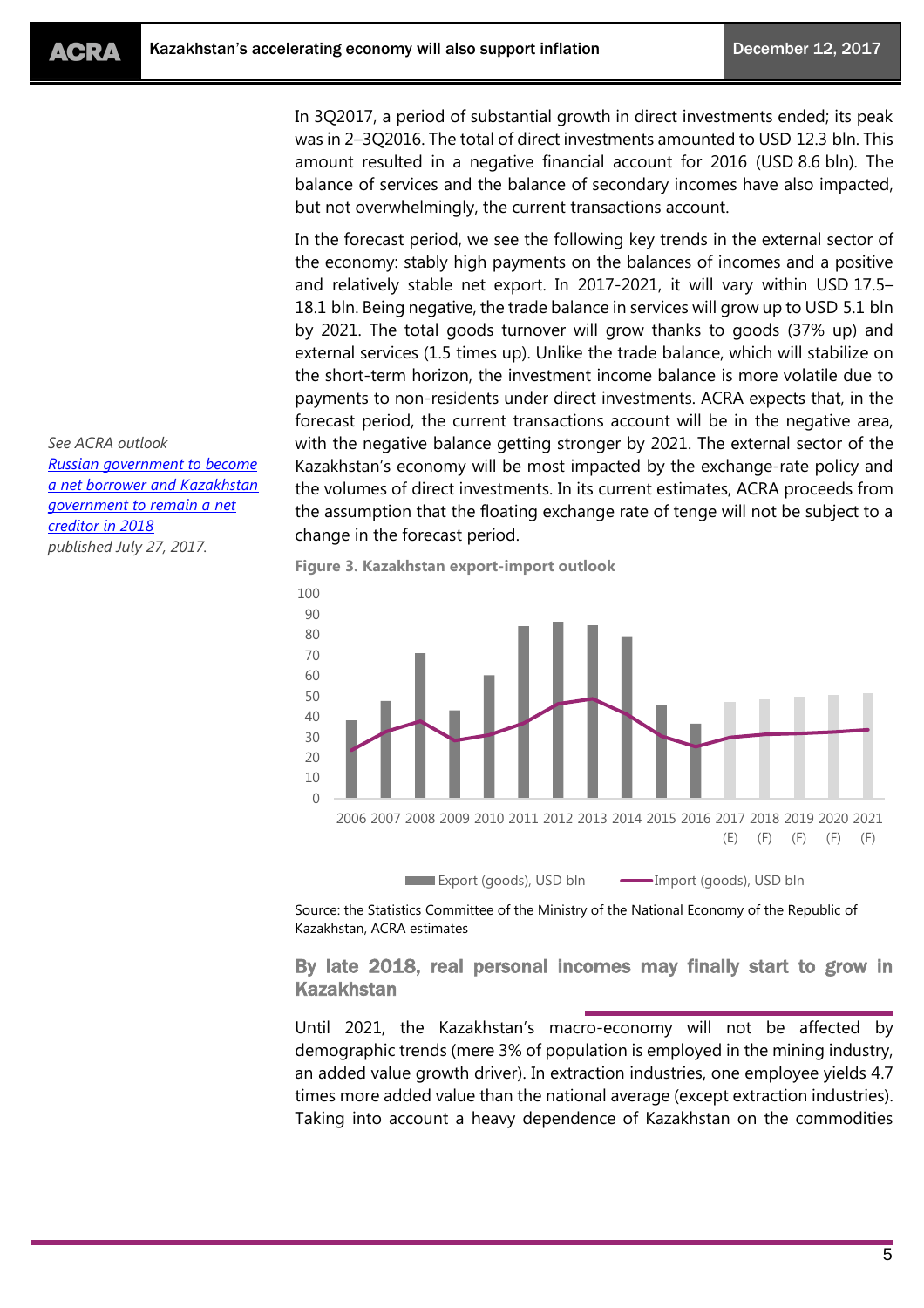In 3Q2017, a period of substantial growth in direct investments ended; its peak was in 2–3Q2016. The total of direct investments amounted to USD 12.3 bln. This amount resulted in a negative financial account for 2016 (USD 8.6 bln). The balance of services and the balance of secondary incomes have also impacted, but not overwhelmingly, the current transactions account.

In the forecast period, we see the following key trends in the external sector of the economy: stably high payments on the balances of incomes and a positive and relatively stable net export. In 2017-2021, it will vary within USD 17.5–18.1 bln. Being negative, the trade balance in services will grow up to USD 5.1 bln by 2021. The total goods turnover will grow thanks to goods (37% up) and external services (1.5 times up). Unlike the trade balance, which will stabilize on the short-term horizon, the investment income balance is more volatile due to payments to non-residents under direct investments. ACRA expects that, in the forecast period, the current transactions account will be in the negative area, with the negative balance getting stronger by 2021. The external sector of the Kazakhstan's economy will be most impacted by the exchange-rate policy and the volumes of direct investments. In its current estimates, ACRA proceeds from the assumption that the floating exchange rate of tenge will not be subject to a change in the forecast period.

*See ACRA outlook [Russian government to become a net borrower and Kazakhstan government to remain a net creditor in 2018](#) published July 27, 2017.*

**Figure 3. Kazakhstan export-import outlook**

Source: the Statistics Committee of the Ministry of the National Economy of the Republic of Kazakhstan, ACRA estimates

## By late 2018, real personal incomes may finally start to grow in Kazakhstan

Until 2021, the Kazakhstan's macro-economy will not be affected by demographic trends (mere 3% of population is employed in the mining industry, an added value growth driver). In extraction industries, one employee yields 4.7 times more added value than the national average (except extraction industries). Taking into account a heavy dependence of Kazakhstan on the commodities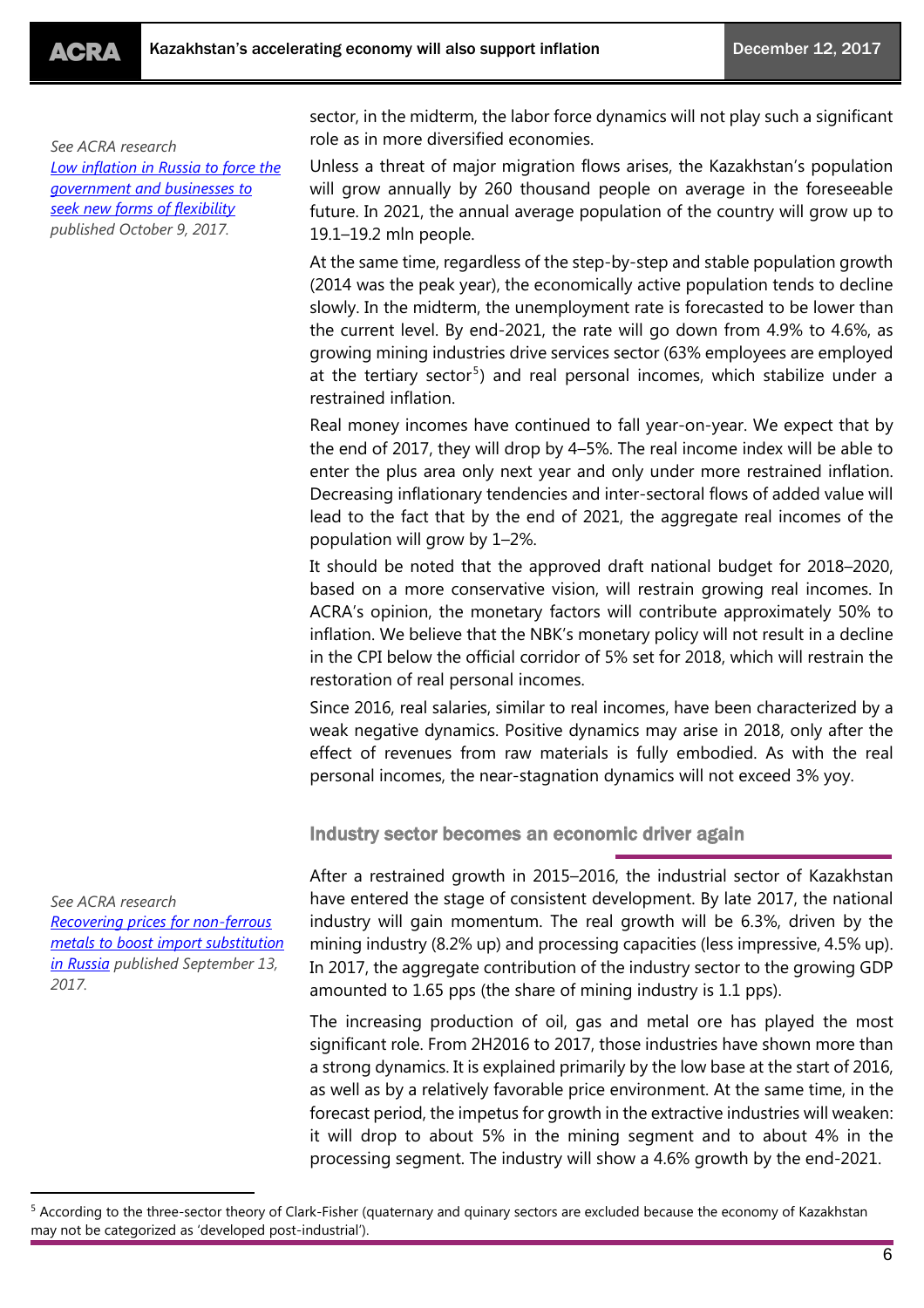*See ACRA research [Low inflation in Russia to force the government and businesses to seek new forms of flexibility] published October 9, 2017.*

sector, in the midterm, the labor force dynamics will not play such a significant role as in more diversified economies.

Unless a threat of major migration flows arises, the Kazakhstan's population will grow annually by 260 thousand people on average in the foreseeable future. In 2021, the annual average population of the country will grow up to 19.1–19.2 mln people.

At the same time, regardless of the step-by-step and stable population growth (2014 was the peak year), the economically active population tends to decline slowly. In the midterm, the unemployment rate is forecasted to be lower than the current level. By end-2021, the rate will go down from 4.9% to 4.6%, as growing mining industries drive services sector (63% employees are employed at the tertiary sector[5]) and real personal incomes, which stabilize under a restrained inflation.

Real money incomes have continued to fall year-on-year. We expect that by the end of 2017, they will drop by 4–5%. The real income index will be able to enter the plus area only next year and only under more restrained inflation. Decreasing inflationary tendencies and inter-sectoral flows of added value will lead to the fact that by the end of 2021, the aggregate real incomes of the population will grow by 1–2%.

It should be noted that the approved draft national budget for 2018–2020, based on a more conservative vision, will restrain growing real incomes. In ACRA's opinion, the monetary factors will contribute approximately 50% to inflation. We believe that the NBK's monetary policy will not result in a decline in the CPI below the official corridor of 5% set for 2018, which will restrain the restoration of real personal incomes.

Since 2016, real salaries, similar to real incomes, have been characterized by a weak negative dynamics. Positive dynamics may arise in 2018, only after the effect of revenues from raw materials is fully embodied. As with the real personal incomes, the near-stagnation dynamics will not exceed 3% yoy.

## Industry sector becomes an economic driver again

*See ACRA research [Recovering prices for non-ferrous metals to boost import substitution in Russia] published September 13, 2017.*

After a restrained growth in 2015–2016, the industrial sector of Kazakhstan have entered the stage of consistent development. By late 2017, the national industry will gain momentum. The real growth will be 6.3%, driven by the mining industry (8.2% up) and processing capacities (less impressive, 4.5% up). In 2017, the aggregate contribution of the industry sector to the growing GDP amounted to 1.65 pps (the share of mining industry is 1.1 pps).

The increasing production of oil, gas and metal ore has played the most significant role. From 2H2016 to 2017, those industries have shown more than a strong dynamics. It is explained primarily by the low base at the start of 2016, as well as by a relatively favorable price environment. At the same time, in the forecast period, the impetus for growth in the extractive industries will weaken: it will drop to about 5% in the mining segment and to about 4% in the processing segment. The industry will show a 4.6% growth by the end-2021.

---

[5] According to the three-sector theory of Clark-Fisher (quaternary and quinary sectors are excluded because the economy of Kazakhstan may not be categorized as 'developed post-industrial').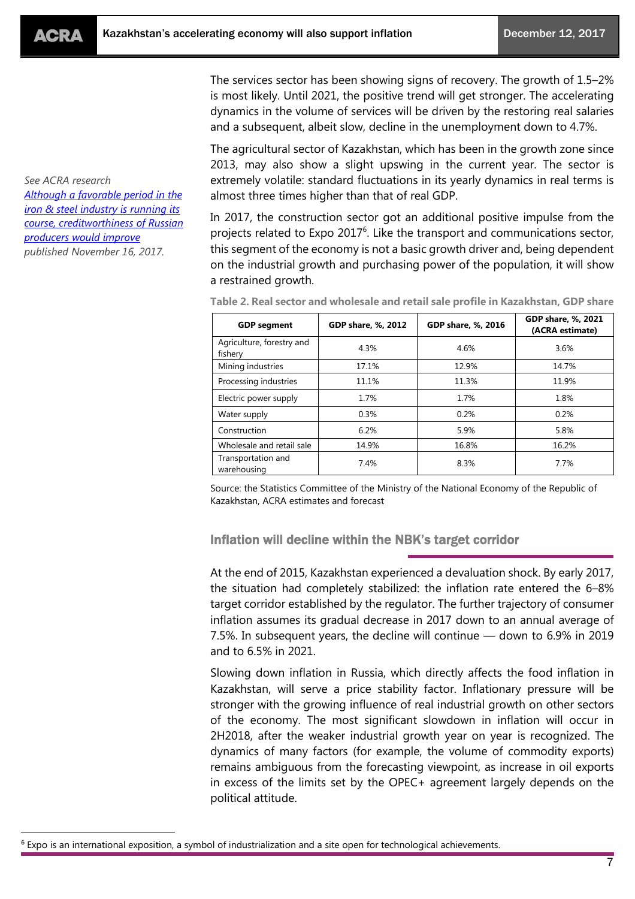The services sector has been showing signs of recovery. The growth of 1.5–2% is most likely. Until 2021, the positive trend will get stronger. The accelerating dynamics in the volume of services will be driven by the restoring real salaries and a subsequent, albeit slow, decline in the unemployment down to 4.7%.

*See ACRA research [Although a favorable period in the iron & steel industry is running its course, creditworthiness of Russian producers would improve](#) published November 16, 2017.*

The agricultural sector of Kazakhstan, which has been in the growth zone since 2013, may also show a slight upswing in the current year. The sector is extremely volatile: standard fluctuations in its yearly dynamics in real terms is almost three times higher than that of real GDP.

In 2017, the construction sector got an additional positive impulse from the projects related to Expo 2017[6]. Like the transport and communications sector, this segment of the economy is not a basic growth driver and, being dependent on the industrial growth and purchasing power of the population, it will show a restrained growth.

**Table 2. Real sector and wholesale and retail sale profile in Kazakhstan, GDP share**

| GDP segment | GDP share, %, 2012 | GDP share, %, 2016 | GDP share, %, 2021 (ACRA estimate) |
|---|---|---|---|
| Agriculture, forestry and fishery | 4.3% | 4.6% | 3.6% |
| Mining industries | 17.1% | 12.9% | 14.7% |
| Processing industries | 11.1% | 11.3% | 11.9% |
| Electric power supply | 1.7% | 1.7% | 1.8% |
| Water supply | 0.3% | 0.2% | 0.2% |
| Construction | 6.2% | 5.9% | 5.8% |
| Wholesale and retail sale | 14.9% | 16.8% | 16.2% |
| Transportation and warehousing | 7.4% | 8.3% | 7.7% |

Source: the Statistics Committee of the Ministry of the National Economy of the Republic of Kazakhstan, ACRA estimates and forecast

## Inflation will decline within the NBK's target corridor

At the end of 2015, Kazakhstan experienced a devaluation shock. By early 2017, the situation had completely stabilized: the inflation rate entered the 6–8% target corridor established by the regulator. The further trajectory of consumer inflation assumes its gradual decrease in 2017 down to an annual average of 7.5%. In subsequent years, the decline will continue — down to 6.9% in 2019 and to 6.5% in 2021.

Slowing down inflation in Russia, which directly affects the food inflation in Kazakhstan, will serve a price stability factor. Inflationary pressure will be stronger with the growing influence of real industrial growth on other sectors of the economy. The most significant slowdown in inflation will occur in 2H2018, after the weaker industrial growth year on year is recognized. The dynamics of many factors (for example, the volume of commodity exports) remains ambiguous from the forecasting viewpoint, as increase in oil exports in excess of the limits set by the OPEC+ agreement largely depends on the political attitude.

[6] Expo is an international exposition, a symbol of industrialization and a site open for technological achievements.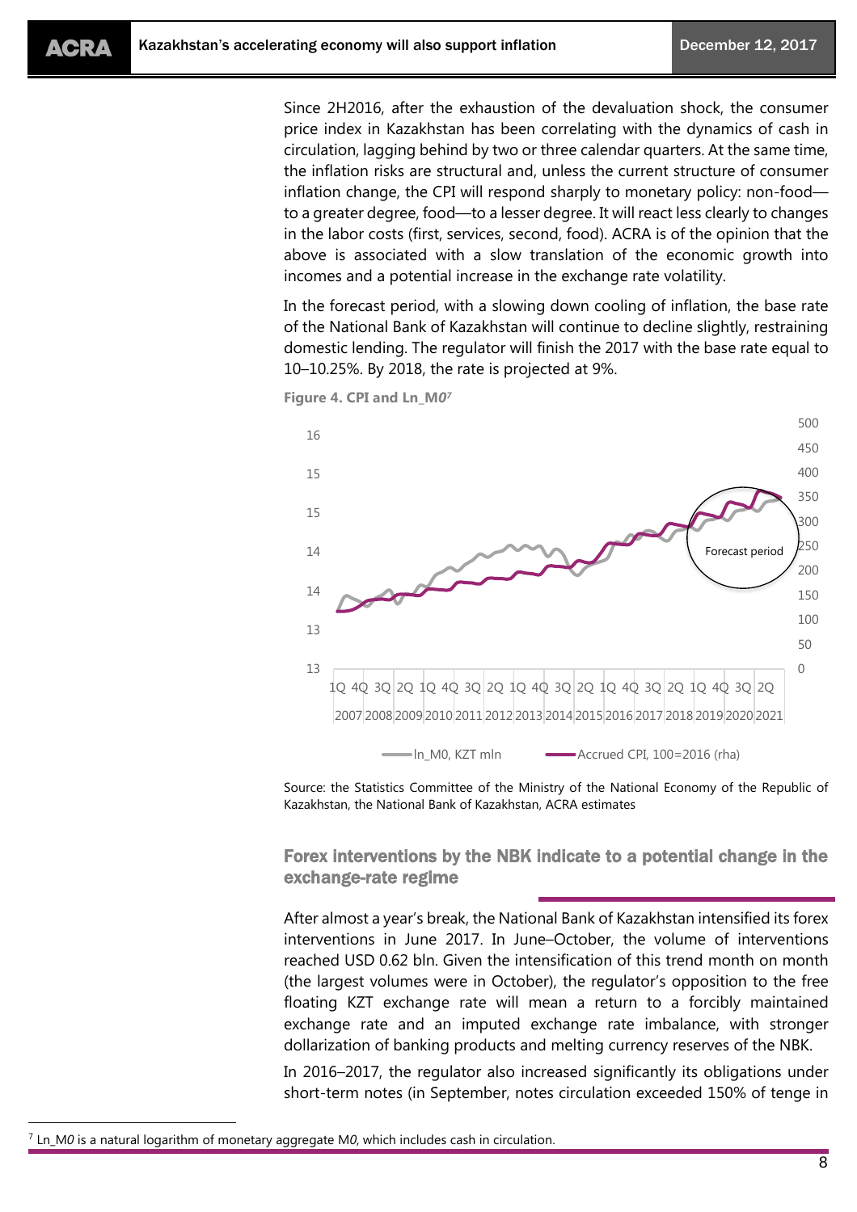Since 2H2016, after the exhaustion of the devaluation shock, the consumer price index in Kazakhstan has been correlating with the dynamics of cash in circulation, lagging behind by two or three calendar quarters. At the same time, the inflation risks are structural and, unless the current structure of consumer inflation change, the CPI will respond sharply to monetary policy: non-food—to a greater degree, food—to a lesser degree. It will react less clearly to changes in the labor costs (first, services, second, food). ACRA is of the opinion that the above is associated with a slow translation of the economic growth into incomes and a potential increase in the exchange rate volatility.

In the forecast period, with a slowing down cooling of inflation, the base rate of the National Bank of Kazakhstan will continue to decline slightly, restraining domestic lending. The regulator will finish the 2017 with the base rate equal to 10–10.25%. By 2018, the rate is projected at 9%.

**Figure 4. CPI and Ln_M*0*[7]**

Source: the Statistics Committee of the Ministry of the National Economy of the Republic of Kazakhstan, the National Bank of Kazakhstan, ACRA estimates

## Forex interventions by the NBK indicate to a potential change in the exchange-rate regime

After almost a year's break, the National Bank of Kazakhstan intensified its forex interventions in June 2017. In June–October, the volume of interventions reached USD 0.62 bln. Given the intensification of this trend month on month (the largest volumes were in October), the regulator's opposition to the free floating KZT exchange rate will mean a return to a forcibly maintained exchange rate and an imputed exchange rate imbalance, with stronger dollarization of banking products and melting currency reserves of the NBK.

In 2016–2017, the regulator also increased significantly its obligations under short-term notes (in September, notes circulation exceeded 150% of tenge in

[7] Ln_M*0* is a natural logarithm of monetary aggregate M*0*, which includes cash in circulation.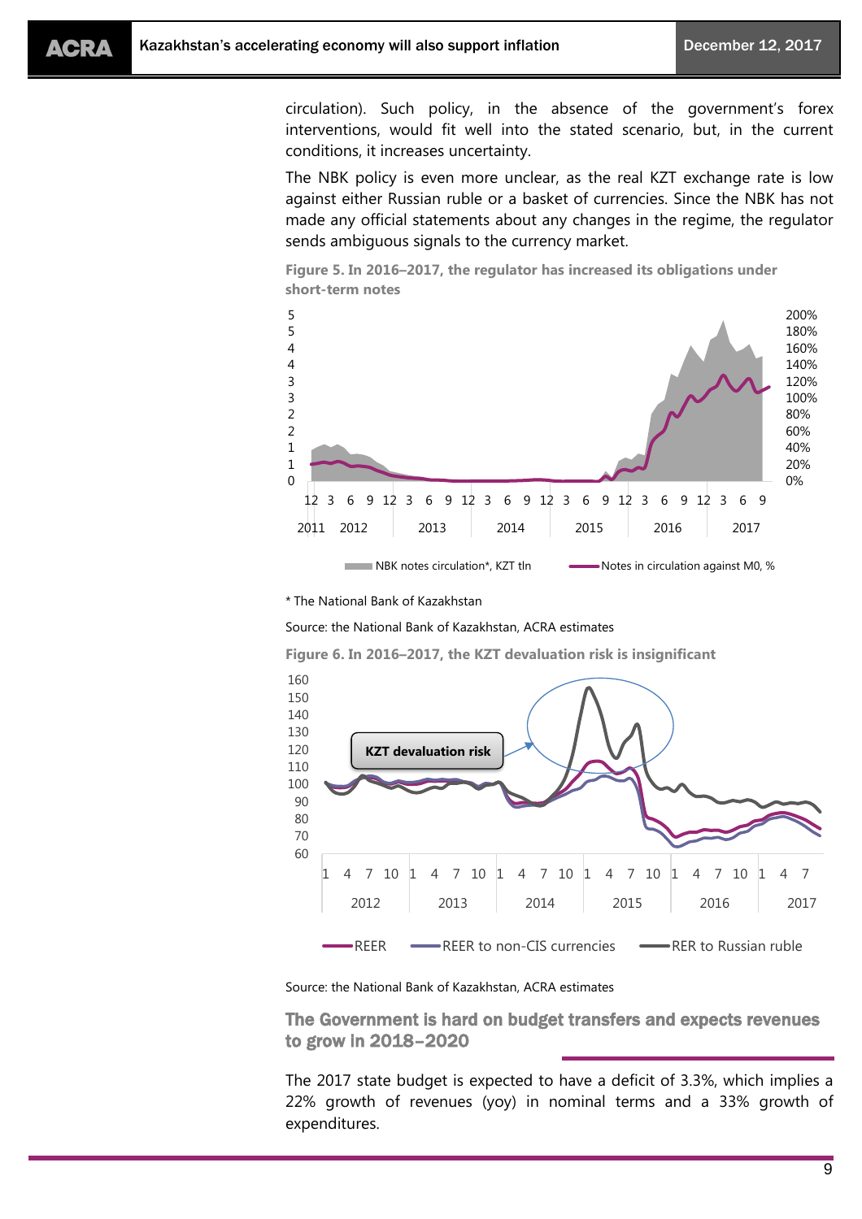circulation). Such policy, in the absence of the government's forex interventions, would fit well into the stated scenario, but, in the current conditions, it increases uncertainty.

The NBK policy is even more unclear, as the real KZT exchange rate is low against either Russian ruble or a basket of currencies. Since the NBK has not made any official statements about any changes in the regime, the regulator sends ambiguous signals to the currency market.

**Figure 5. In 2016–2017, the regulator has increased its obligations under short-term notes**

\* The National Bank of Kazakhstan

Source: the National Bank of Kazakhstan, ACRA estimates

**Figure 6. In 2016–2017, the KZT devaluation risk is insignificant**

Source: the National Bank of Kazakhstan, ACRA estimates

## The Government is hard on budget transfers and expects revenues to grow in 2018–2020

The 2017 state budget is expected to have a deficit of 3.3%, which implies a 22% growth of revenues (yoy) in nominal terms and a 33% growth of expenditures.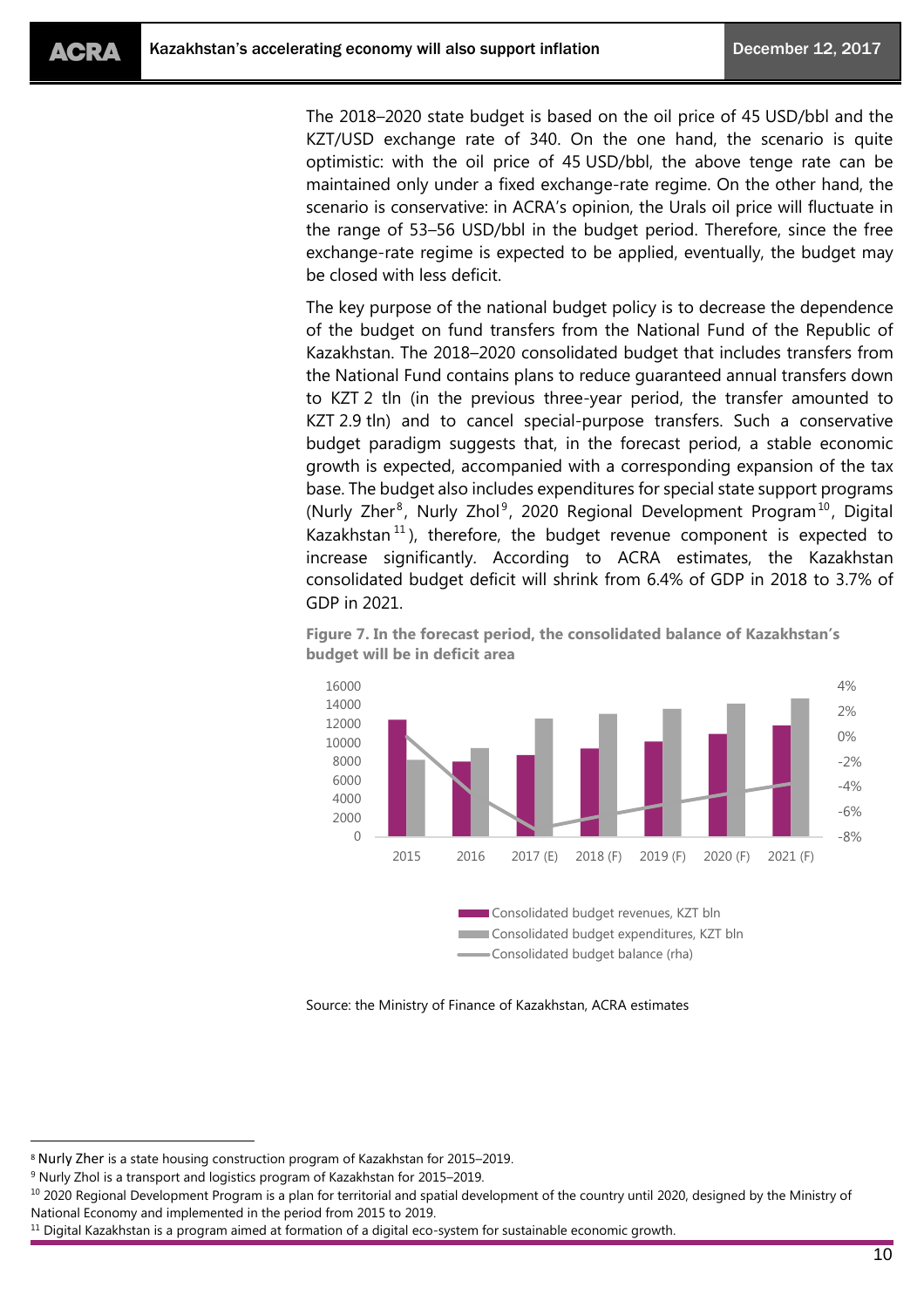The 2018–2020 state budget is based on the oil price of 45 USD/bbl and the KZT/USD exchange rate of 340. On the one hand, the scenario is quite optimistic: with the oil price of 45 USD/bbl, the above tenge rate can be maintained only under a fixed exchange-rate regime. On the other hand, the scenario is conservative: in ACRA's opinion, the Urals oil price will fluctuate in the range of 53–56 USD/bbl in the budget period. Therefore, since the free exchange-rate regime is expected to be applied, eventually, the budget may be closed with less deficit.

The key purpose of the national budget policy is to decrease the dependence of the budget on fund transfers from the National Fund of the Republic of Kazakhstan. The 2018–2020 consolidated budget that includes transfers from the National Fund contains plans to reduce guaranteed annual transfers down to KZT 2 tln (in the previous three-year period, the transfer amounted to KZT 2.9 tln) and to cancel special-purpose transfers. Such a conservative budget paradigm suggests that, in the forecast period, a stable economic growth is expected, accompanied with a corresponding expansion of the tax base. The budget also includes expenditures for special state support programs (Nurly Zher[8], Nurly Zhol[9], 2020 Regional Development Program[10], Digital Kazakhstan[11]), therefore, the budget revenue component is expected to increase significantly. According to ACRA estimates, the Kazakhstan consolidated budget deficit will shrink from 6.4% of GDP in 2018 to 3.7% of GDP in 2021.

**Figure 7. In the forecast period, the consolidated balance of Kazakhstan's budget will be in deficit area**

Legend: Consolidated budget revenues, KZT bln; Consolidated budget expenditures, KZT bln; Consolidated budget balance (rha)

Years: 2015, 2016, 2017 (E), 2018 (F), 2019 (F), 2020 (F), 2021 (F)

Source: the Ministry of Finance of Kazakhstan, ACRA estimates

[8] Nurly Zher is a state housing construction program of Kazakhstan for 2015–2019.

[9] Nurly Zhol is a transport and logistics program of Kazakhstan for 2015–2019.

[10] 2020 Regional Development Program is a plan for territorial and spatial development of the country until 2020, designed by the Ministry of National Economy and implemented in the period from 2015 to 2019.

[11] Digital Kazakhstan is a program aimed at formation of a digital eco-system for sustainable economic growth.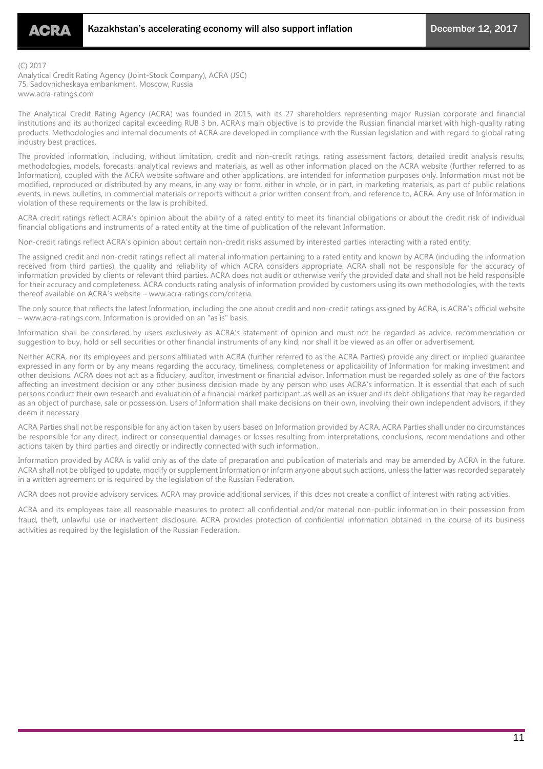(C) 2017
Analytical Credit Rating Agency (Joint-Stock Company), ACRA (JSC)
75, Sadovnicheskaya embankment, Moscow, Russia
www.acra-ratings.com

The Analytical Credit Rating Agency (ACRA) was founded in 2015, with its 27 shareholders representing major Russian corporate and financial institutions and its authorized capital exceeding RUB 3 bn. ACRA's main objective is to provide the Russian financial market with high-quality rating products. Methodologies and internal documents of ACRA are developed in compliance with the Russian legislation and with regard to global rating industry best practices.

The provided information, including, without limitation, credit and non-credit ratings, rating assessment factors, detailed credit analysis results, methodologies, models, forecasts, analytical reviews and materials, as well as other information placed on the ACRA website (further referred to as Information), coupled with the ACRA website software and other applications, are intended for information purposes only. Information must not be modified, reproduced or distributed by any means, in any way or form, either in whole, or in part, in marketing materials, as part of public relations events, in news bulletins, in commercial materials or reports without a prior written consent from, and reference to, ACRA. Any use of Information in violation of these requirements or the law is prohibited.

ACRA credit ratings reflect ACRA's opinion about the ability of a rated entity to meet its financial obligations or about the credit risk of individual financial obligations and instruments of a rated entity at the time of publication of the relevant Information.

Non-credit ratings reflect ACRA's opinion about certain non-credit risks assumed by interested parties interacting with a rated entity.

The assigned credit and non-credit ratings reflect all material information pertaining to a rated entity and known by ACRA (including the information received from third parties), the quality and reliability of which ACRA considers appropriate. ACRA shall not be responsible for the accuracy of information provided by clients or relevant third parties. ACRA does not audit or otherwise verify the provided data and shall not be held responsible for their accuracy and completeness. ACRA conducts rating analysis of information provided by customers using its own methodologies, with the texts thereof available on ACRA's website – www.acra-ratings.com/criteria.

The only source that reflects the latest Information, including the one about credit and non-credit ratings assigned by ACRA, is ACRA's official website – www.acra-ratings.com. Information is provided on an "as is" basis.

Information shall be considered by users exclusively as ACRA's statement of opinion and must not be regarded as advice, recommendation or suggestion to buy, hold or sell securities or other financial instruments of any kind, nor shall it be viewed as an offer or advertisement.

Neither ACRA, nor its employees and persons affiliated with ACRA (further referred to as the ACRA Parties) provide any direct or implied guarantee expressed in any form or by any means regarding the accuracy, timeliness, completeness or applicability of Information for making investment and other decisions. ACRA does not act as a fiduciary, auditor, investment or financial advisor. Information must be regarded solely as one of the factors affecting an investment decision or any other business decision made by any person who uses ACRA's information. It is essential that each of such persons conduct their own research and evaluation of a financial market participant, as well as an issuer and its debt obligations that may be regarded as an object of purchase, sale or possession. Users of Information shall make decisions on their own, involving their own independent advisors, if they deem it necessary.

ACRA Parties shall not be responsible for any action taken by users based on Information provided by ACRA. ACRA Parties shall under no circumstances be responsible for any direct, indirect or consequential damages or losses resulting from interpretations, conclusions, recommendations and other actions taken by third parties and directly or indirectly connected with such information.

Information provided by ACRA is valid only as of the date of preparation and publication of materials and may be amended by ACRA in the future. ACRA shall not be obliged to update, modify or supplement Information or inform anyone about such actions, unless the latter was recorded separately in a written agreement or is required by the legislation of the Russian Federation.

ACRA does not provide advisory services. ACRA may provide additional services, if this does not create a conflict of interest with rating activities.

ACRA and its employees take all reasonable measures to protect all confidential and/or material non-public information in their possession from fraud, theft, unlawful use or inadvertent disclosure. ACRA provides protection of confidential information obtained in the course of its business activities as required by the legislation of the Russian Federation.